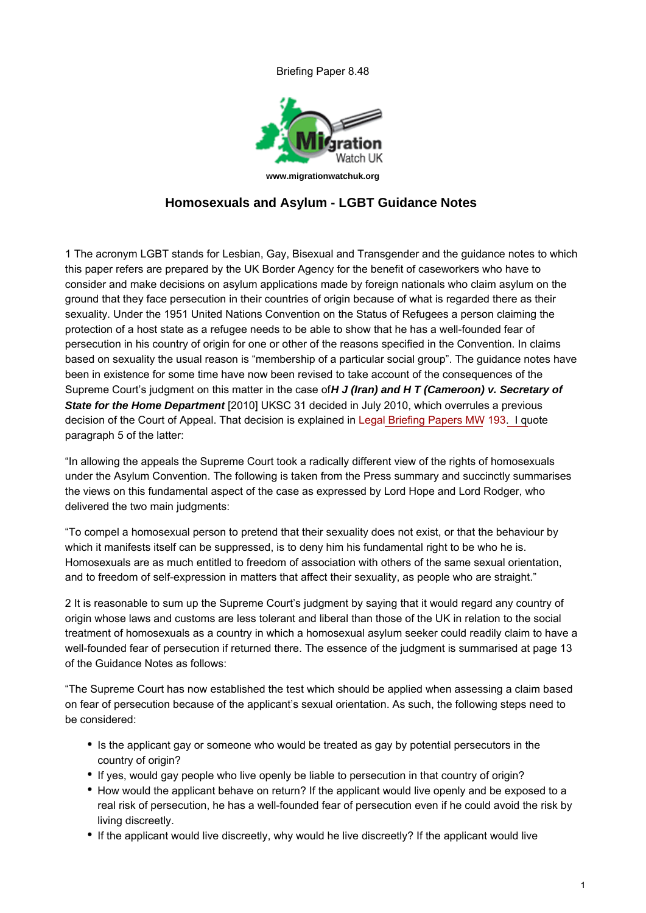Briefing Paper 8.48

www.migrationwatchuk.org

# Homosexuals and Asylum - LGBT Guidance Notes

1 The acronym LGBT stands for Lesbian, Gay, Bisexual and Transgender and the guidance notes to which this paper refers are prepared by the UK Border Agency for the benefit of caseworkers who have to consider and make decisions on asylum applications made by foreign nationals who claim asylum on the ground that they face persecution in their countries of origin because of what is regarded there as their sexuality. Under the 1951 United Nations Convention on the Status of Refugees a person claiming the protection of a host state as a refugee needs to be able to show that he has a well-founded fear of persecution in his country of origin for one or other of the reasons specified in the Convention. In claims based on sexuality the usual reason is "membership of a particular social group". The guidance notes have been in existence for some time have now been revised to take account of the consequences of the Supreme Court's judgment on this matter in the case of ***H J (Iran) and H T (Cameroon) v. Secretary of State for the Home Department*** [2010] UKSC 31 decided in July 2010, which overrules a previous decision of the Court of Appeal. That decision is explained in Legal Briefing Papers MW 193. I quote paragraph 5 of the latter:

"In allowing the appeals the Supreme Court took a radically different view of the rights of homosexuals under the Asylum Convention. The following is taken from the Press summary and succinctly summarises the views on this fundamental aspect of the case as expressed by Lord Hope and Lord Rodger, who delivered the two main judgments:

"To compel a homosexual person to pretend that their sexuality does not exist, or that the behaviour by which it manifests itself can be suppressed, is to deny him his fundamental right to be who he is. Homosexuals are as much entitled to freedom of association with others of the same sexual orientation, and to freedom of self-expression in matters that affect their sexuality, as people who are straight."

2 It is reasonable to sum up the Supreme Court's judgment by saying that it would regard any country of origin whose laws and customs are less tolerant and liberal than those of the UK in relation to the social treatment of homosexuals as a country in which a homosexual asylum seeker could readily claim to have a well-founded fear of persecution if returned there. The essence of the judgment is summarised at page 13 of the Guidance Notes as follows:

"The Supreme Court has now established the test which should be applied when assessing a claim based on fear of persecution because of the applicant's sexual orientation. As such, the following steps need to be considered:

- Is the applicant gay or someone who would be treated as gay by potential persecutors in the country of origin?
- If yes, would gay people who live openly be liable to persecution in that country of origin?
- How would the applicant behave on return? If the applicant would live openly and be exposed to a real risk of persecution, he has a well-founded fear of persecution even if he could avoid the risk by living discreetly.
- If the applicant would live discreetly, why would he live discreetly? If the applicant would live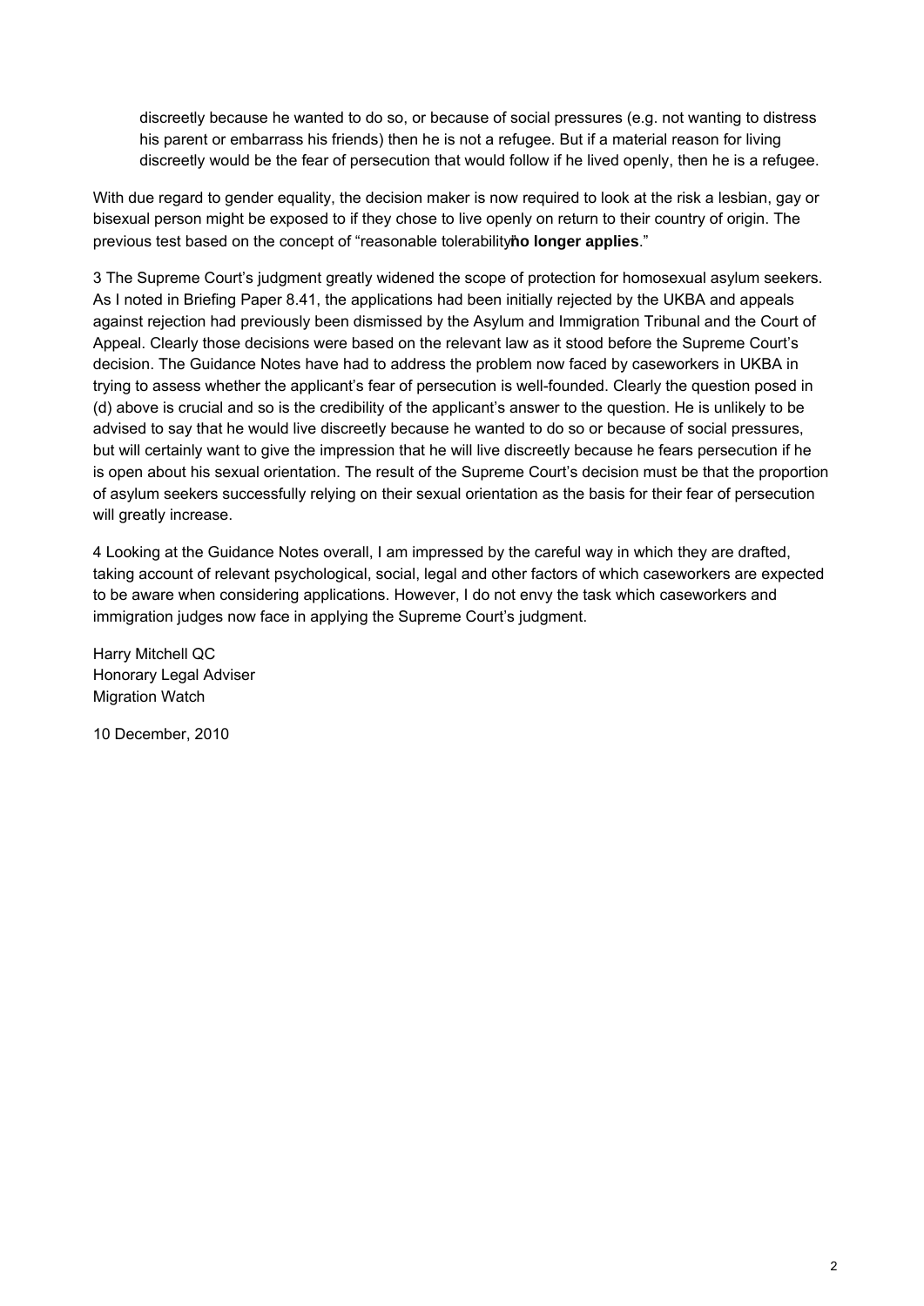discreetly because he wanted to do so, or because of social pressures (e.g. not wanting to distress his parent or embarrass his friends) then he is not a refugee. But if a material reason for living discreetly would be the fear of persecution that would follow if he lived openly, then he is a refugee.

With due regard to gender equality, the decision maker is now required to look at the risk a lesbian, gay or bisexual person might be exposed to if they chose to live openly on return to their country of origin. The previous test based on the concept of "reasonable tolerability" **no longer applies**."

3 The Supreme Court's judgment greatly widened the scope of protection for homosexual asylum seekers. As I noted in Briefing Paper 8.41, the applications had been initially rejected by the UKBA and appeals against rejection had previously been dismissed by the Asylum and Immigration Tribunal and the Court of Appeal. Clearly those decisions were based on the relevant law as it stood before the Supreme Court's decision. The Guidance Notes have had to address the problem now faced by caseworkers in UKBA in trying to assess whether the applicant's fear of persecution is well-founded. Clearly the question posed in (d) above is crucial and so is the credibility of the applicant's answer to the question. He is unlikely to be advised to say that he would live discreetly because he wanted to do so or because of social pressures, but will certainly want to give the impression that he will live discreetly because he fears persecution if he is open about his sexual orientation. The result of the Supreme Court's decision must be that the proportion of asylum seekers successfully relying on their sexual orientation as the basis for their fear of persecution will greatly increase.

4 Looking at the Guidance Notes overall, I am impressed by the careful way in which they are drafted, taking account of relevant psychological, social, legal and other factors of which caseworkers are expected to be aware when considering applications. However, I do not envy the task which caseworkers and immigration judges now face in applying the Supreme Court's judgment.

Harry Mitchell QC
Honorary Legal Adviser
Migration Watch

10 December, 2010